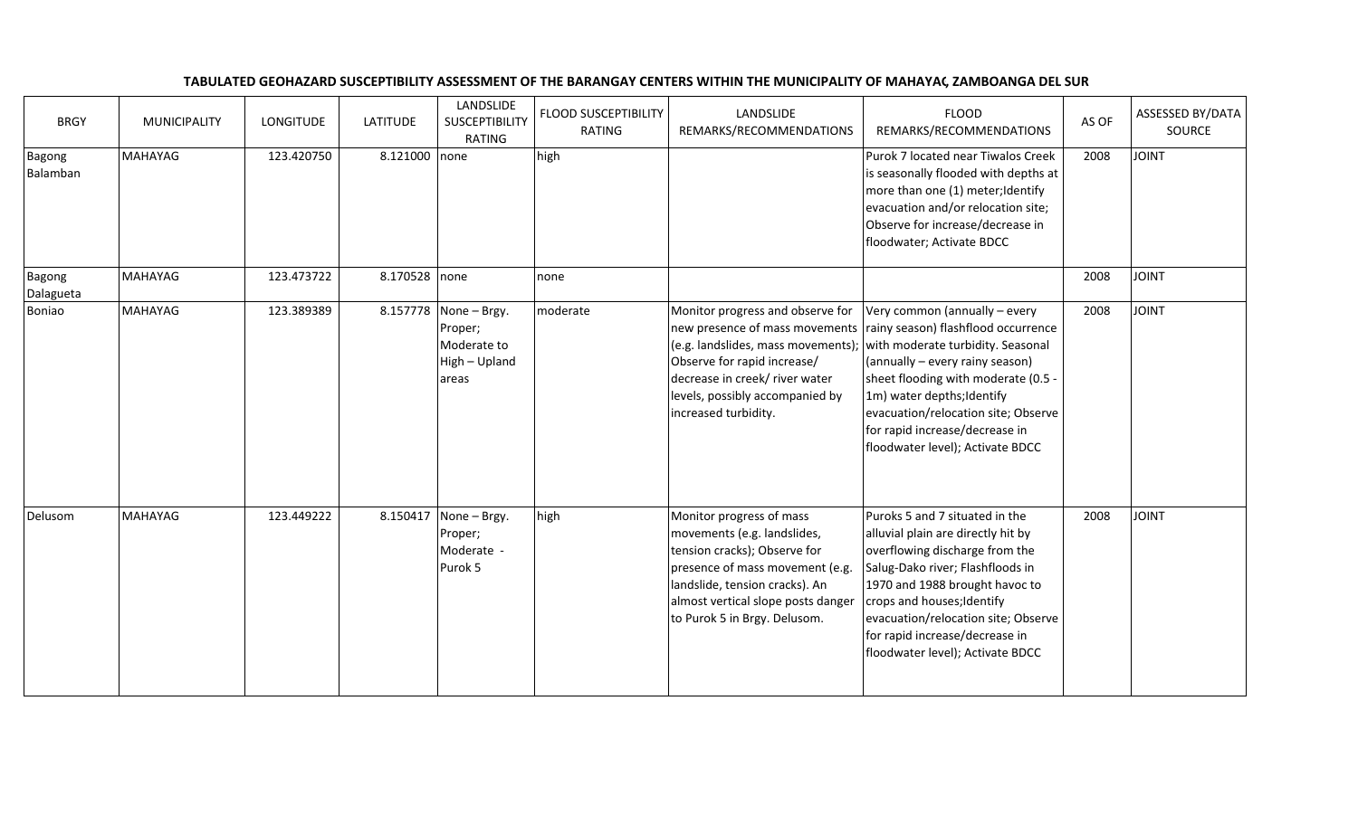**TABULATED GEOHAZARD SUSCEPTIBILITY ASSESSMENT OF THE BARANGAY CENTERS WITHIN THE MUNICIPALITY OF MAHAYAG, ZAMBOANGA DEL SUR**

| BRGY | MUNICIPALITY | LONGITUDE | LATITUDE | LANDSLIDE SUSCEPTIBILITY RATING | FLOOD SUSCEPTIBILITY RATING | LANDSLIDE REMARKS/RECOMMENDATIONS | FLOOD REMARKS/RECOMMENDATIONS | AS OF | ASSESSED BY/DATA SOURCE |
|---|---|---|---|---|---|---|---|---|---|
| Bagong Balamban | MAHAYAG | 123.420750 | 8.121000 | none | high | | Purok 7 located near Tiwalos Creek is seasonally flooded with depths at more than one (1) meter;Identify evacuation and/or relocation site; Observe for increase/decrease in floodwater; Activate BDCC | 2008 | JOINT |
| Bagong Dalagueta | MAHAYAG | 123.473722 | 8.170528 | none | none | | | 2008 | JOINT |
| Boniao | MAHAYAG | 123.389389 | 8.157778 | None – Brgy. Proper; Moderate to High – Upland areas | moderate | Monitor progress and observe for new presence of mass movements (e.g. landslides, mass movements); Observe for rapid increase/ decrease in creek/ river water levels, possibly accompanied by increased turbidity. | Very common (annually – every rainy season) flashflood occurrence with moderate turbidity. Seasonal (annually – every rainy season) sheet flooding with moderate (0.5 - 1m) water depths;Identify evacuation/relocation site; Observe for rapid increase/decrease in floodwater level); Activate BDCC | 2008 | JOINT |
| Delusom | MAHAYAG | 123.449222 | 8.150417 | None – Brgy. Proper; Moderate - Purok 5 | high | Monitor progress of mass movements (e.g. landslides, tension cracks); Observe for presence of mass movement (e.g. landslide, tension cracks). An almost vertical slope posts danger to Purok 5 in Brgy. Delusom. | Puroks 5 and 7 situated in the alluvial plain are directly hit by overflowing discharge from the Salug-Dako river; Flashfloods in 1970 and 1988 brought havoc to crops and houses;Identify evacuation/relocation site; Observe for rapid increase/decrease in floodwater level); Activate BDCC | 2008 | JOINT |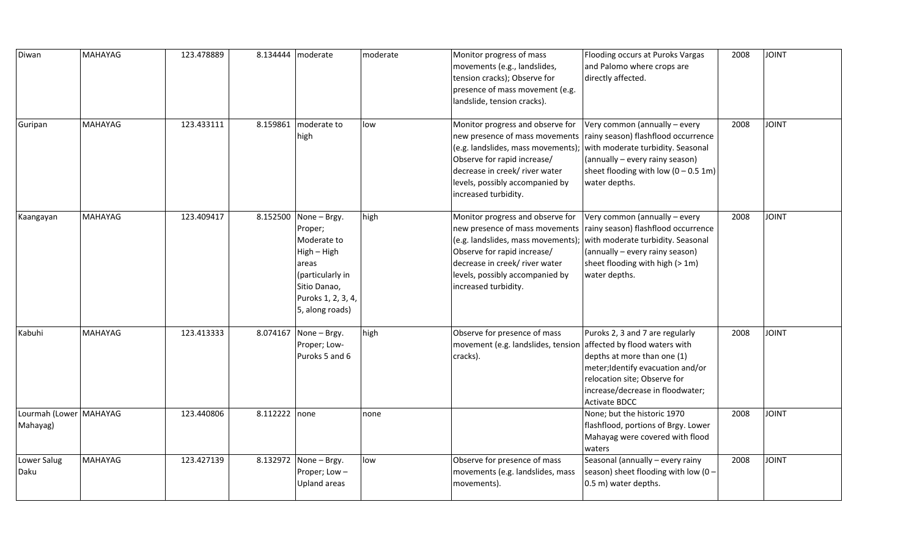| Diwan | MAHAYAG | 123.478889 | 8.134444 | moderate | moderate | Monitor progress of mass movements (e.g., landslides, tension cracks); Observe for presence of mass movement (e.g. landslide, tension cracks). | Flooding occurs at Puroks Vargas and Palomo where crops are directly affected. | 2008 | JOINT |
|---|---|---|---|---|---|---|---|---|---|
| Guripan | MAHAYAG | 123.433111 | 8.159861 | moderate to high | low | Monitor progress and observe for new presence of mass movements (e.g. landslides, mass movements); Observe for rapid increase/ decrease in creek/ river water levels, possibly accompanied by increased turbidity. | Very common (annually – every rainy season) flashflood occurrence with moderate turbidity. Seasonal (annually – every rainy season) sheet flooding with low (0 – 0.5 1m) water depths. | 2008 | JOINT |
| Kaangayan | MAHAYAG | 123.409417 | 8.152500 | None – Brgy. Proper; Moderate to High – High areas (particularly in Sitio Danao, Puroks 1, 2, 3, 4, 5, along roads) | high | Monitor progress and observe for new presence of mass movements (e.g. landslides, mass movements); Observe for rapid increase/ decrease in creek/ river water levels, possibly accompanied by increased turbidity. | Very common (annually – every rainy season) flashflood occurrence with moderate turbidity. Seasonal (annually – every rainy season) sheet flooding with high (> 1m) water depths. | 2008 | JOINT |
| Kabuhi | MAHAYAG | 123.413333 | 8.074167 | None – Brgy. Proper; Low- Puroks 5 and 6 | high | Observe for presence of mass movement (e.g. landslides, tension cracks). | Puroks 2, 3 and 7 are regularly affected by flood waters with depths at more than one (1) meter;Identify evacuation and/or relocation site; Observe for increase/decrease in floodwater; Activate BDCC | 2008 | JOINT |
| Lourmah (Lower Mahayag) | MAHAYAG | 123.440806 | 8.112222 | none | none | | None; but the historic 1970 flashflood, portions of Brgy. Lower Mahayag were covered with flood waters | 2008 | JOINT |
| Lower Salug Daku | MAHAYAG | 123.427139 | 8.132972 | None – Brgy. Proper; Low – Upland areas | low | Observe for presence of mass movements (e.g. landslides, mass movements). | Seasonal (annually – every rainy season) sheet flooding with low (0 – 0.5 m) water depths. | 2008 | JOINT |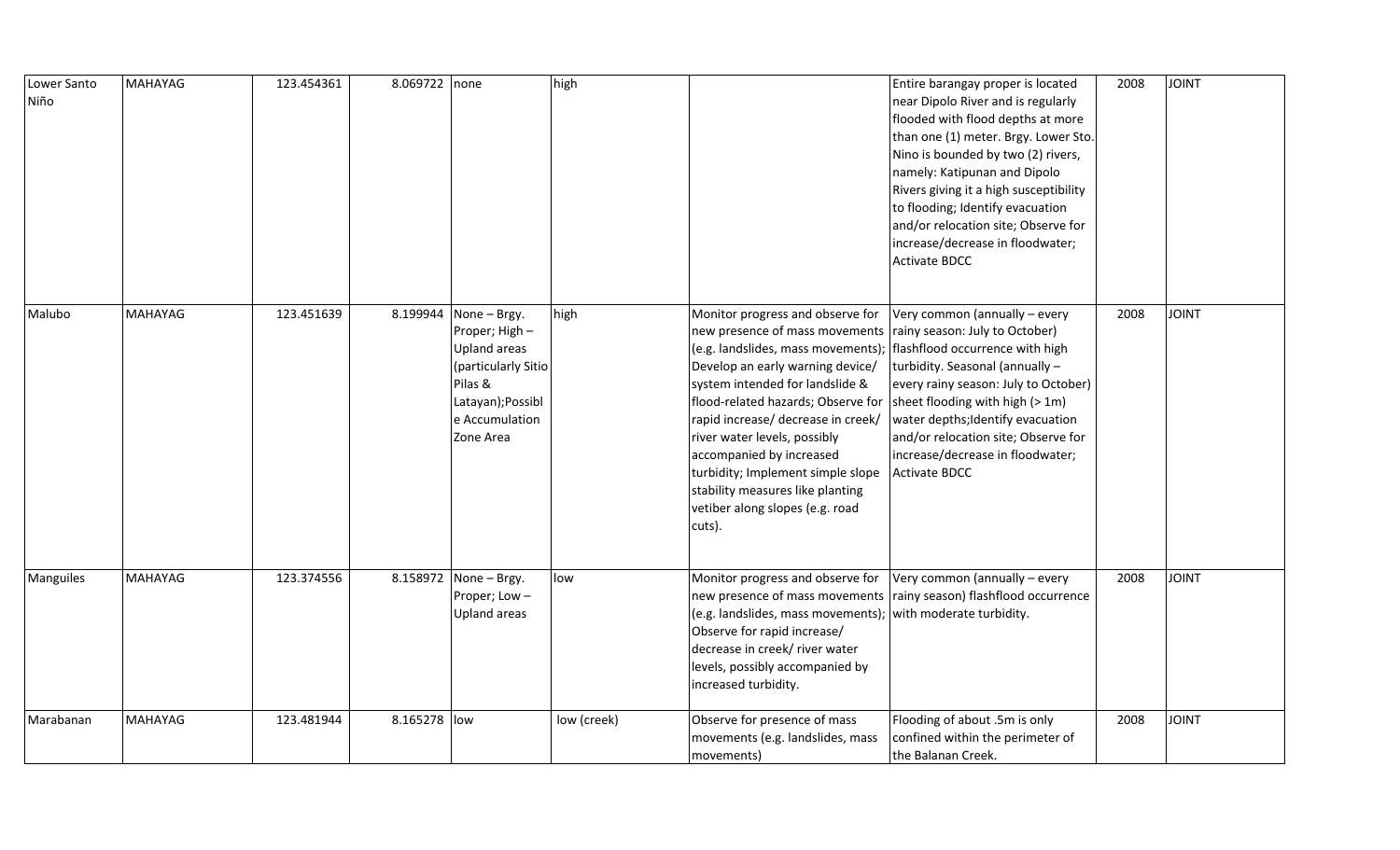| Lower Santo Niño | MAHAYAG | 123.454361 | 8.069722 | none | high | | Entire barangay proper is located near Dipolo River and is regularly flooded with flood depths at more than one (1) meter. Brgy. Lower Sto. Nino is bounded by two (2) rivers, namely: Katipunan and Dipolo Rivers giving it a high susceptibility to flooding; Identify evacuation and/or relocation site; Observe for increase/decrease in floodwater; Activate BDCC | 2008 | JOINT |
|---|---|---|---|---|---|---|---|---|---|
| Malubo | MAHAYAG | 123.451639 | 8.199944 | None – Brgy. Proper; High – Upland areas (particularly Sitio Pilas & Latayan);Possible Accumulation Zone Area | high | Monitor progress and observe for new presence of mass movements (e.g. landslides, mass movements); Develop an early warning device/ system intended for landslide & flood-related hazards; Observe for rapid increase/ decrease in creek/ river water levels, possibly accompanied by increased turbidity; Implement simple slope stability measures like planting vetiber along slopes (e.g. road cuts). | Very common (annually – every rainy season: July to October) flashflood occurrence with high turbidity. Seasonal (annually – every rainy season: July to October) sheet flooding with high (> 1m) water depths;Identify evacuation and/or relocation site; Observe for increase/decrease in floodwater; Activate BDCC | 2008 | JOINT |
| Manguiles | MAHAYAG | 123.374556 | 8.158972 | None – Brgy. Proper; Low – Upland areas | low | Monitor progress and observe for new presence of mass movements (e.g. landslides, mass movements); Observe for rapid increase/ decrease in creek/ river water levels, possibly accompanied by increased turbidity. | Very common (annually – every rainy season) flashflood occurrence with moderate turbidity. | 2008 | JOINT |
| Marabanan | MAHAYAG | 123.481944 | 8.165278 | low | low (creek) | Observe for presence of mass movements (e.g. landslides, mass movements) | Flooding of about .5m is only confined within the perimeter of the Balanan Creek. | 2008 | JOINT |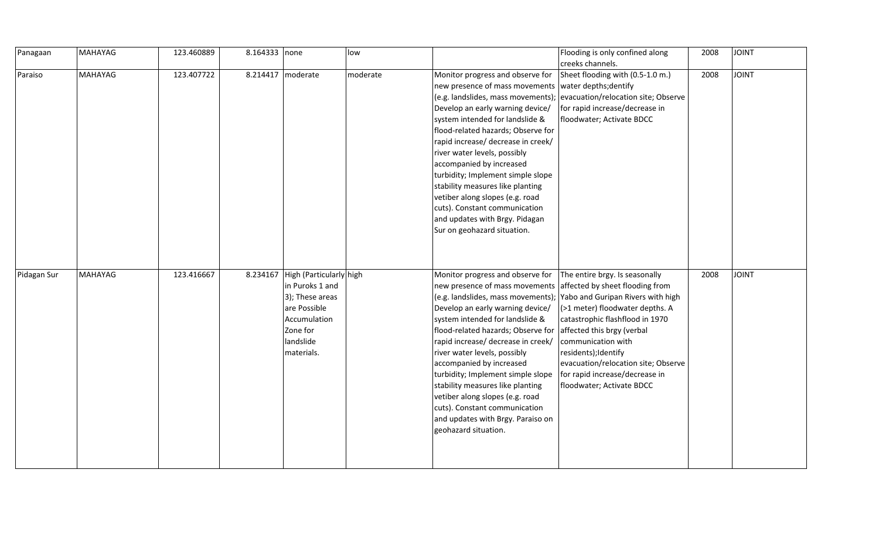| | | | | | | | | | |
|---|---|---|---|---|---|---|---|---|---|
| Panagaan | MAHAYAG | 123.460889 | 8.164333 | none | low | | Flooding is only confined along creeks channels. | 2008 | JOINT |
| Paraiso | MAHAYAG | 123.407722 | 8.214417 | moderate | moderate | Monitor progress and observe for new presence of mass movements (e.g. landslides, mass movements); Develop an early warning device/ system intended for landslide & flood-related hazards; Observe for rapid increase/ decrease in creek/ river water levels, possibly accompanied by increased turbidity; Implement simple slope stability measures like planting vetiber along slopes (e.g. road cuts). Constant communication and updates with Brgy. Pidagan Sur on geohazard situation. | Sheet flooding with (0.5-1.0 m.) water depths;dentify evacuation/relocation site; Observe for rapid increase/decrease in floodwater; Activate BDCC | 2008 | JOINT |
| Pidagan Sur | MAHAYAG | 123.416667 | 8.234167 | High (Particularly in Puroks 1 and 3); These areas are Possible Accumulation Zone for landslide materials. | high | Monitor progress and observe for new presence of mass movements (e.g. landslides, mass movements); Develop an early warning device/ system intended for landslide & flood-related hazards; Observe for rapid increase/ decrease in creek/ river water levels, possibly accompanied by increased turbidity; Implement simple slope stability measures like planting vetiber along slopes (e.g. road cuts). Constant communication and updates with Brgy. Paraiso on geohazard situation. | The entire brgy. Is seasonally affected by sheet flooding from Yabo and Guripan Rivers with high (>1 meter) floodwater depths. A catastrophic flashflood in 1970 affected this brgy (verbal communication with residents);Identify evacuation/relocation site; Observe for rapid increase/decrease in floodwater; Activate BDCC | 2008 | JOINT |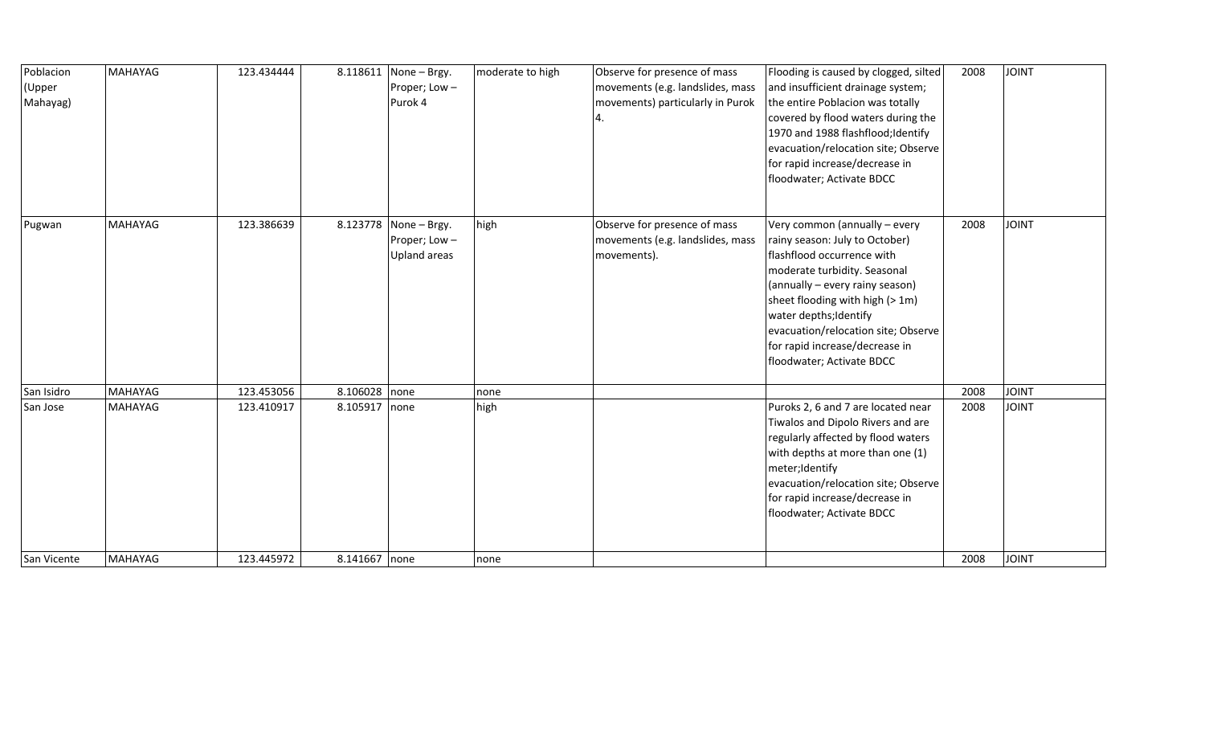| Poblacion (Upper Mahayag) | MAHAYAG | 123.434444 | 8.118611 | None – Brgy. Proper; Low – Purok 4 | moderate to high | Observe for presence of mass movements (e.g. landslides, mass movements) particularly in Purok 4. | Flooding is caused by clogged, silted and insufficient drainage system; the entire Poblacion was totally covered by flood waters during the 1970 and 1988 flashflood;Identify evacuation/relocation site; Observe for rapid increase/decrease in floodwater; Activate BDCC | 2008 | JOINT |
|---|---|---|---|---|---|---|---|---|---|
| Pugwan | MAHAYAG | 123.386639 | 8.123778 | None – Brgy. Proper; Low – Upland areas | high | Observe for presence of mass movements (e.g. landslides, mass movements). | Very common (annually – every rainy season: July to October) flashflood occurrence with moderate turbidity. Seasonal (annually – every rainy season) sheet flooding with high (> 1m) water depths;Identify evacuation/relocation site; Observe for rapid increase/decrease in floodwater; Activate BDCC | 2008 | JOINT |
| San Isidro | MAHAYAG | 123.453056 | 8.106028 | none | none | | | 2008 | JOINT |
| San Jose | MAHAYAG | 123.410917 | 8.105917 | none | high | | Puroks 2, 6 and 7 are located near Tiwalos and Dipolo Rivers and are regularly affected by flood waters with depths at more than one (1) meter;Identify evacuation/relocation site; Observe for rapid increase/decrease in floodwater; Activate BDCC | 2008 | JOINT |
| San Vicente | MAHAYAG | 123.445972 | 8.141667 | none | none | | | 2008 | JOINT |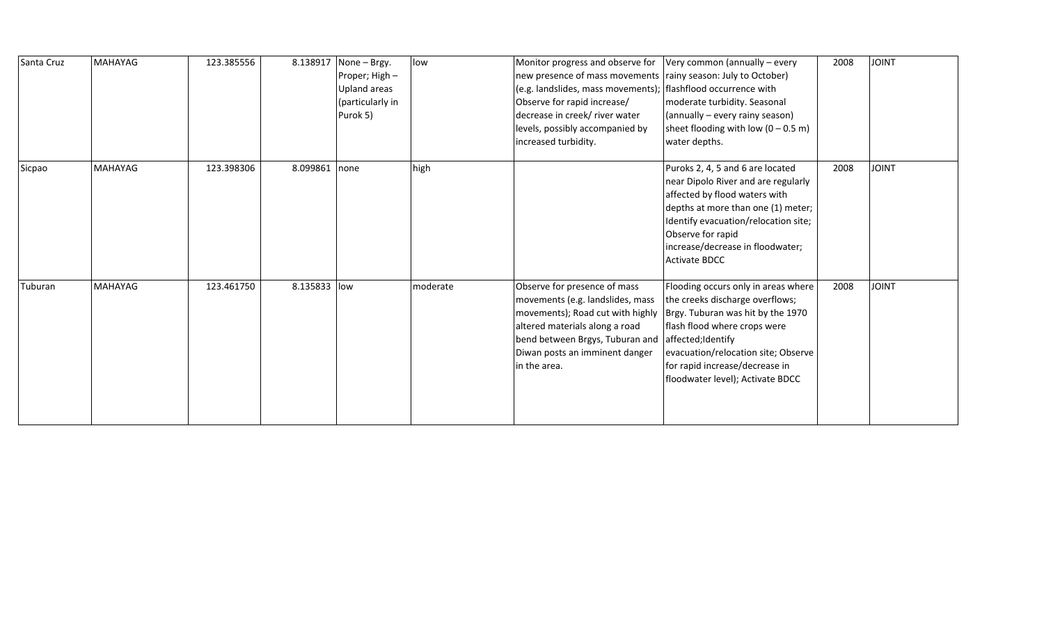| | | | | | | | | | |
|---|---|---|---|---|---|---|---|---|---|
| Santa Cruz | MAHAYAG | 123.385556 | 8.138917 | None – Brgy. Proper; High – Upland areas (particularly in Purok 5) | low | Monitor progress and observe for new presence of mass movements (e.g. landslides, mass movements); Observe for rapid increase/ decrease in creek/ river water levels, possibly accompanied by increased turbidity. | Very common (annually – every rainy season: July to October) flashflood occurrence with moderate turbidity. Seasonal (annually – every rainy season) sheet flooding with low (0 – 0.5 m) water depths. | 2008 | JOINT |
| Sicpao | MAHAYAG | 123.398306 | 8.099861 | none | high | | Puroks 2, 4, 5 and 6 are located near Dipolo River and are regularly affected by flood waters with depths at more than one (1) meter; Identify evacuation/relocation site; Observe for rapid increase/decrease in floodwater; Activate BDCC | 2008 | JOINT |
| Tuburan | MAHAYAG | 123.461750 | 8.135833 | low | moderate | Observe for presence of mass movements (e.g. landslides, mass movements); Road cut with highly altered materials along a road bend between Brgys, Tuburan and Diwan posts an imminent danger in the area. | Flooding occurs only in areas where the creeks discharge overflows; Brgy. Tuburan was hit by the 1970 flash flood where crops were affected;Identify evacuation/relocation site; Observe for rapid increase/decrease in floodwater level); Activate BDCC | 2008 | JOINT |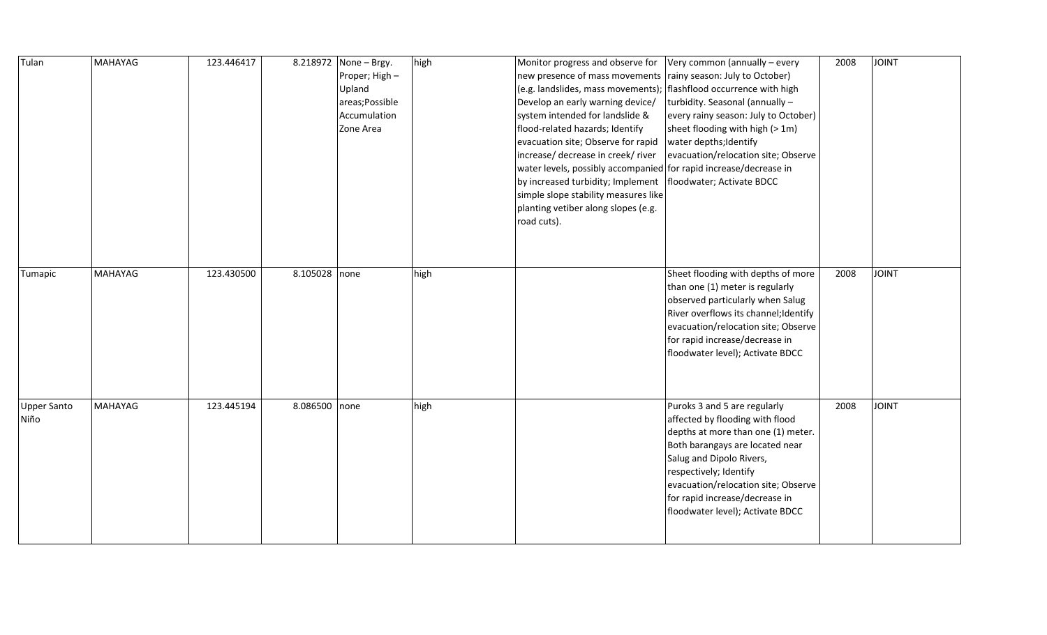| Tulan | MAHAYAG | 123.446417 | 8.218972 | None – Brgy. Proper; High – Upland areas;Possible Accumulation Zone Area | high | Monitor progress and observe for new presence of mass movements (e.g. landslides, mass movements); Develop an early warning device/ system intended for landslide & flood-related hazards; Identify evacuation site; Observe for rapid increase/ decrease in creek/ river water levels, possibly accompanied by increased turbidity; Implement simple slope stability measures like planting vetiber along slopes (e.g. road cuts). | Very common (annually – every rainy season: July to October) flashflood occurrence with high turbidity. Seasonal (annually – every rainy season: July to October) sheet flooding with high (> 1m) water depths;Identify evacuation/relocation site; Observe for rapid increase/decrease in floodwater; Activate BDCC | 2008 | JOINT |
|---|---|---|---|---|---|---|---|---|---|
| Tumapic | MAHAYAG | 123.430500 | 8.105028 | none | high | | Sheet flooding with depths of more than one (1) meter is regularly observed particularly when Salug River overflows its channel;Identify evacuation/relocation site; Observe for rapid increase/decrease in floodwater level); Activate BDCC | 2008 | JOINT |
| Upper Santo Niño | MAHAYAG | 123.445194 | 8.086500 | none | high | | Puroks 3 and 5 are regularly affected by flooding with flood depths at more than one (1) meter. Both barangays are located near Salug and Dipolo Rivers, respectively; Identify evacuation/relocation site; Observe for rapid increase/decrease in floodwater level); Activate BDCC | 2008 | JOINT |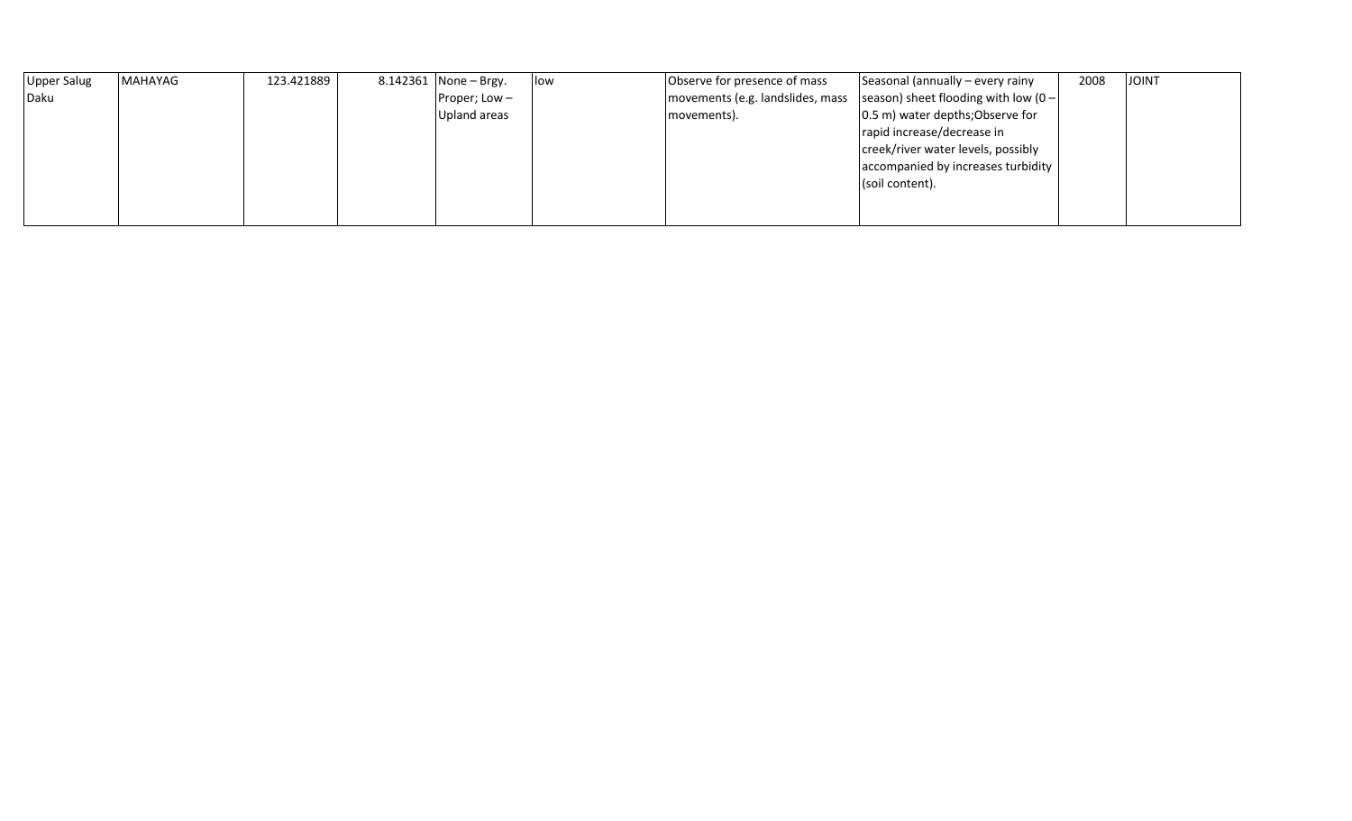| | | | | | | | | | |
|---|---|---|---|---|---|---|---|---|---|
| Upper Salug Daku | MAHAYAG | 123.421889 | 8.142361 | None – Brgy. Proper; Low – Upland areas | low | Observe for presence of mass movements (e.g. landslides, mass movements). | Seasonal (annually – every rainy season) sheet flooding with low (0 – 0.5 m) water depths;Observe for rapid increase/decrease in creek/river water levels, possibly accompanied by increases turbidity (soil content). | 2008 | JOINT |